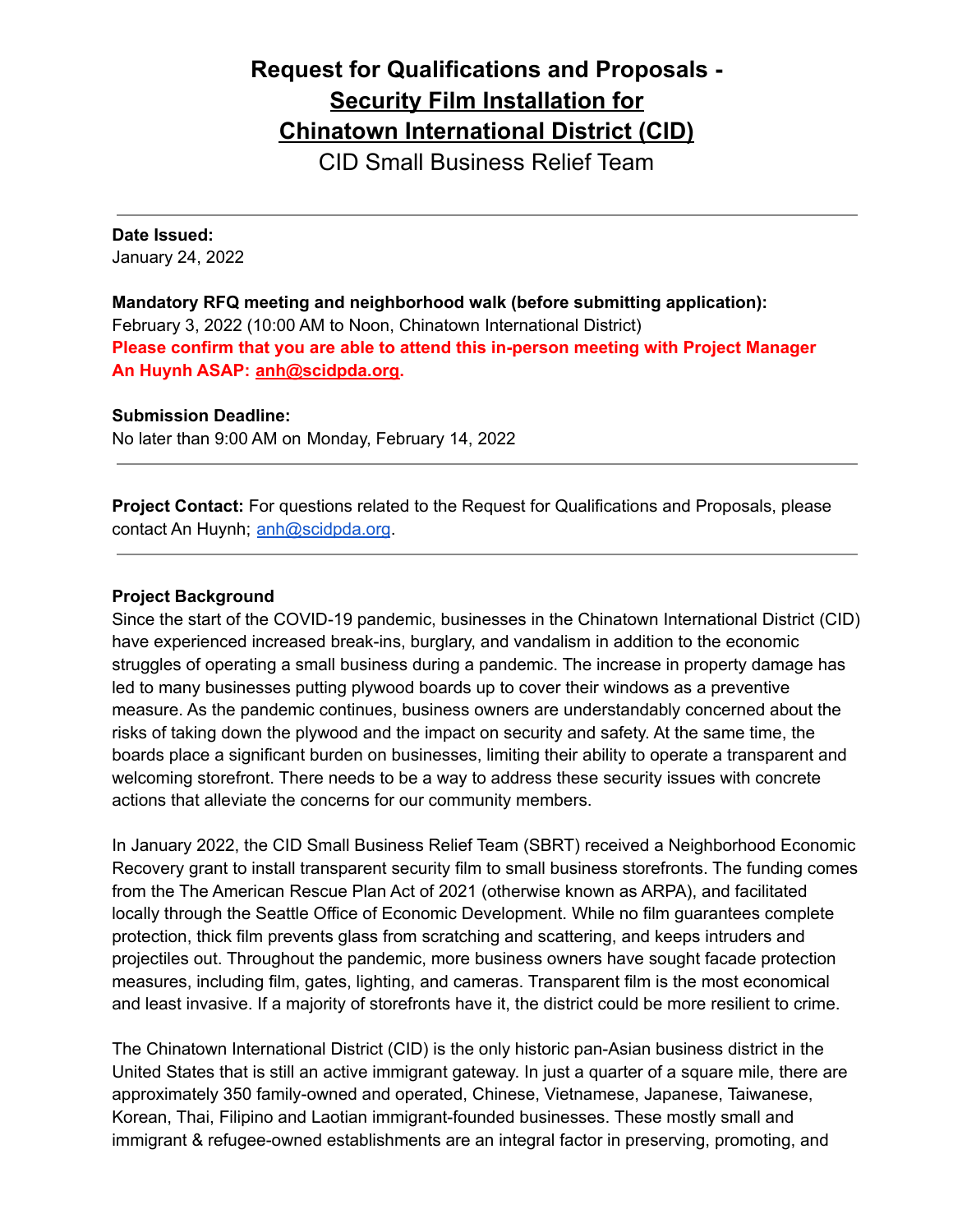# Request for Qualifications and Proposals - Security Film Installation for Chinatown International District (CID)

CID Small Business Relief Team

---

**Date Issued:**
January 24, 2022

**Mandatory RFQ meeting and neighborhood walk (before submitting application):**
February 3, 2022 (10:00 AM to Noon, Chinatown International District)
**Please confirm that you are able to attend this in-person meeting with Project Manager An Huynh ASAP: anh@scidpda.org.**

**Submission Deadline:**
No later than 9:00 AM on Monday, February 14, 2022

---

**Project Contact:** For questions related to the Request for Qualifications and Proposals, please contact An Huynh; anh@scidpda.org.

---

**Project Background**

Since the start of the COVID-19 pandemic, businesses in the Chinatown International District (CID) have experienced increased break-ins, burglary, and vandalism in addition to the economic struggles of operating a small business during a pandemic. The increase in property damage has led to many businesses putting plywood boards up to cover their windows as a preventive measure. As the pandemic continues, business owners are understandably concerned about the risks of taking down the plywood and the impact on security and safety. At the same time, the boards place a significant burden on businesses, limiting their ability to operate a transparent and welcoming storefront. There needs to be a way to address these security issues with concrete actions that alleviate the concerns for our community members.

In January 2022, the CID Small Business Relief Team (SBRT) received a Neighborhood Economic Recovery grant to install transparent security film to small business storefronts. The funding comes from the The American Rescue Plan Act of 2021 (otherwise known as ARPA), and facilitated locally through the Seattle Office of Economic Development. While no film guarantees complete protection, thick film prevents glass from scratching and scattering, and keeps intruders and projectiles out. Throughout the pandemic, more business owners have sought facade protection measures, including film, gates, lighting, and cameras. Transparent film is the most economical and least invasive. If a majority of storefronts have it, the district could be more resilient to crime.

The Chinatown International District (CID) is the only historic pan-Asian business district in the United States that is still an active immigrant gateway. In just a quarter of a square mile, there are approximately 350 family-owned and operated, Chinese, Vietnamese, Japanese, Taiwanese, Korean, Thai, Filipino and Laotian immigrant-founded businesses. These mostly small and immigrant & refugee-owned establishments are an integral factor in preserving, promoting, and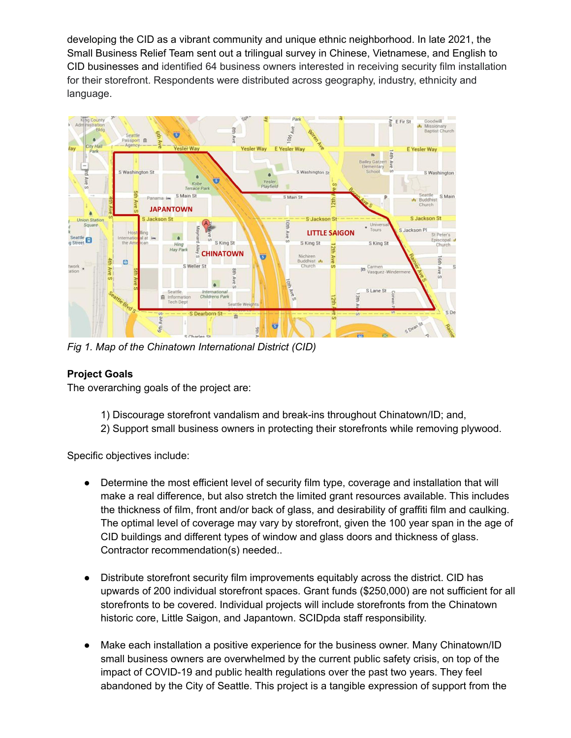developing the CID as a vibrant community and unique ethnic neighborhood. In late 2021, the Small Business Relief Team sent out a trilingual survey in Chinese, Vietnamese, and English to CID businesses and identified 64 business owners interested in receiving security film installation for their storefront. Respondents were distributed across geography, industry, ethnicity and language.

*Fig 1. Map of the Chinatown International District (CID)*

**Project Goals**

The overarching goals of the project are:

1) Discourage storefront vandalism and break-ins throughout Chinatown/ID; and,
2) Support small business owners in protecting their storefronts while removing plywood.

Specific objectives include:

- Determine the most efficient level of security film type, coverage and installation that will make a real difference, but also stretch the limited grant resources available. This includes the thickness of film, front and/or back of glass, and desirability of graffiti film and caulking. The optimal level of coverage may vary by storefront, given the 100 year span in the age of CID buildings and different types of window and glass doors and thickness of glass. Contractor recommendation(s) needed..

- Distribute storefront security film improvements equitably across the district. CID has upwards of 200 individual storefront spaces. Grant funds ($250,000) are not sufficient for all storefronts to be covered. Individual projects will include storefronts from the Chinatown historic core, Little Saigon, and Japantown. SCIDpda staff responsibility.

- Make each installation a positive experience for the business owner. Many Chinatown/ID small business owners are overwhelmed by the current public safety crisis, on top of the impact of COVID-19 and public health regulations over the past two years. They feel abandoned by the City of Seattle. This project is a tangible expression of support from the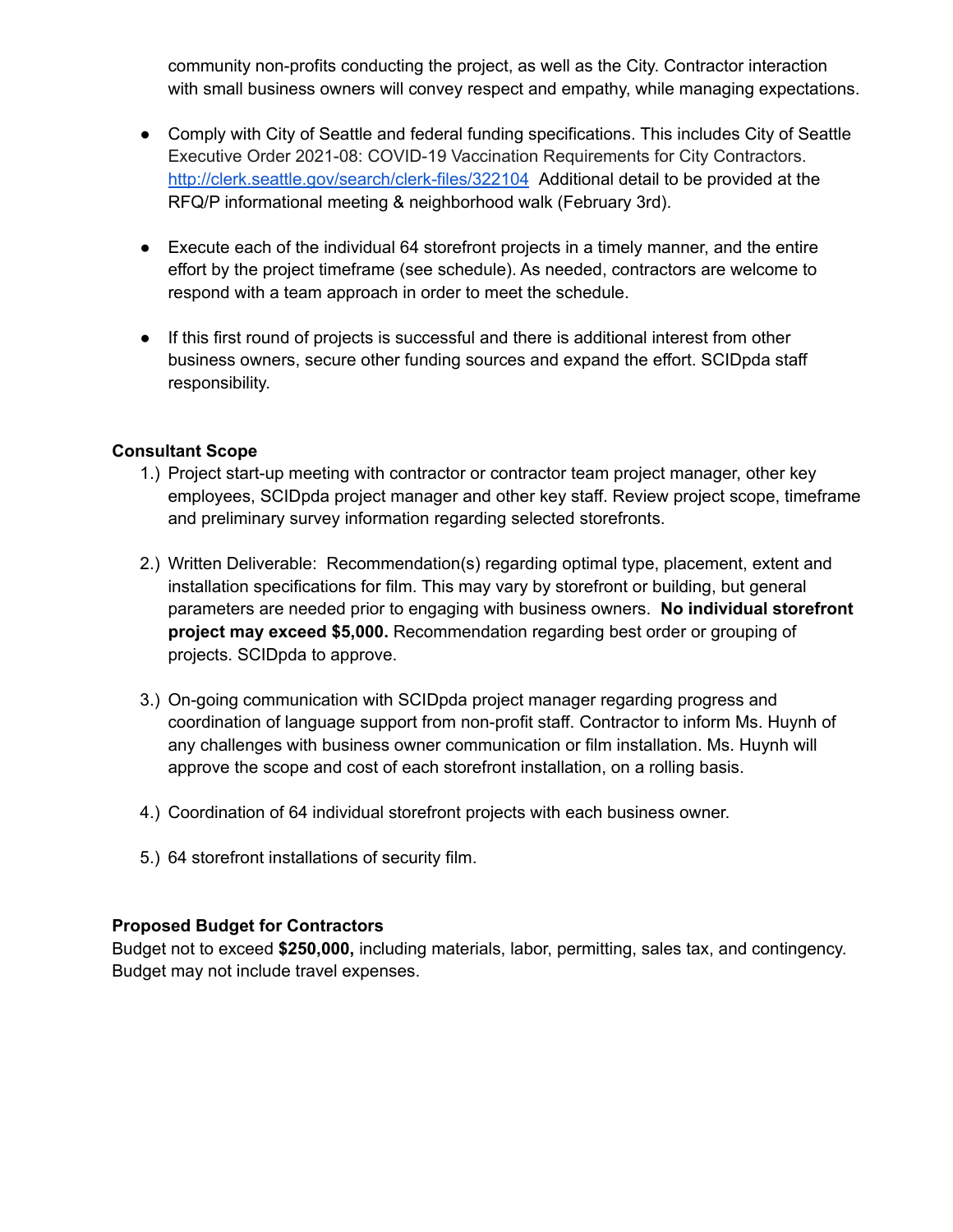community non-profits conducting the project, as well as the City. Contractor interaction with small business owners will convey respect and empathy, while managing expectations.

- Comply with City of Seattle and federal funding specifications. This includes City of Seattle Executive Order 2021-08: COVID-19 Vaccination Requirements for City Contractors. [http://clerk.seattle.gov/search/clerk-files/322104](http://clerk.seattle.gov/search/clerk-files/322104) Additional detail to be provided at the RFQ/P informational meeting & neighborhood walk (February 3rd).

- Execute each of the individual 64 storefront projects in a timely manner, and the entire effort by the project timeframe (see schedule). As needed, contractors are welcome to respond with a team approach in order to meet the schedule.

- If this first round of projects is successful and there is additional interest from other business owners, secure other funding sources and expand the effort. SCIDpda staff responsibility.

**Consultant Scope**

1.) Project start-up meeting with contractor or contractor team project manager, other key employees, SCIDpda project manager and other key staff. Review project scope, timeframe and preliminary survey information regarding selected storefronts.

2.) Written Deliverable: Recommendation(s) regarding optimal type, placement, extent and installation specifications for film. This may vary by storefront or building, but general parameters are needed prior to engaging with business owners. **No individual storefront project may exceed $5,000.** Recommendation regarding best order or grouping of projects. SCIDpda to approve.

3.) On-going communication with SCIDpda project manager regarding progress and coordination of language support from non-profit staff. Contractor to inform Ms. Huynh of any challenges with business owner communication or film installation. Ms. Huynh will approve the scope and cost of each storefront installation, on a rolling basis.

4.) Coordination of 64 individual storefront projects with each business owner.

5.) 64 storefront installations of security film.

**Proposed Budget for Contractors**

Budget not to exceed **$250,000,** including materials, labor, permitting, sales tax, and contingency. Budget may not include travel expenses.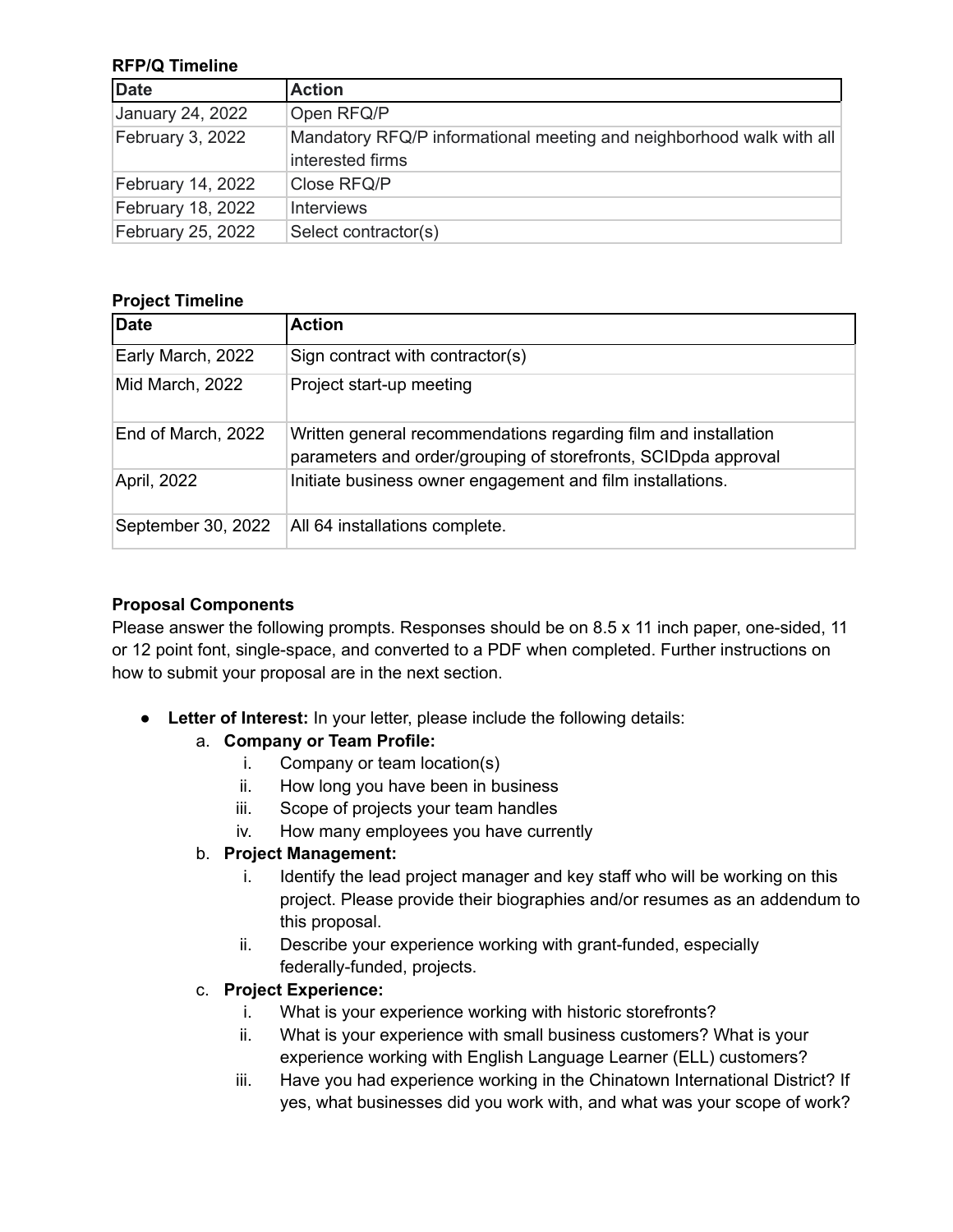**RFP/Q Timeline**

| Date | Action |
|---|---|
| January 24, 2022 | Open RFQ/P |
| February 3, 2022 | Mandatory RFQ/P informational meeting and neighborhood walk with all interested firms |
| February 14, 2022 | Close RFQ/P |
| February 18, 2022 | Interviews |
| February 25, 2022 | Select contractor(s) |

**Project Timeline**

| Date | Action |
|---|---|
| Early March, 2022 | Sign contract with contractor(s) |
| Mid March, 2022 | Project start-up meeting |
| End of March, 2022 | Written general recommendations regarding film and installation parameters and order/grouping of storefronts, SCIDpda approval |
| April, 2022 | Initiate business owner engagement and film installations. |
| September 30, 2022 | All 64 installations complete. |

**Proposal Components**

Please answer the following prompts. Responses should be on 8.5 x 11 inch paper, one-sided, 11 or 12 point font, single-space, and converted to a PDF when completed. Further instructions on how to submit your proposal are in the next section.

- **Letter of Interest:** In your letter, please include the following details:
  a. **Company or Team Profile:**
     i. Company or team location(s)
     ii. How long you have been in business
     iii. Scope of projects your team handles
     iv. How many employees you have currently
  b. **Project Management:**
     i. Identify the lead project manager and key staff who will be working on this project. Please provide their biographies and/or resumes as an addendum to this proposal.
     ii. Describe your experience working with grant-funded, especially federally-funded, projects.
  c. **Project Experience:**
     i. What is your experience working with historic storefronts?
     ii. What is your experience with small business customers? What is your experience working with English Language Learner (ELL) customers?
     iii. Have you had experience working in the Chinatown International District? If yes, what businesses did you work with, and what was your scope of work?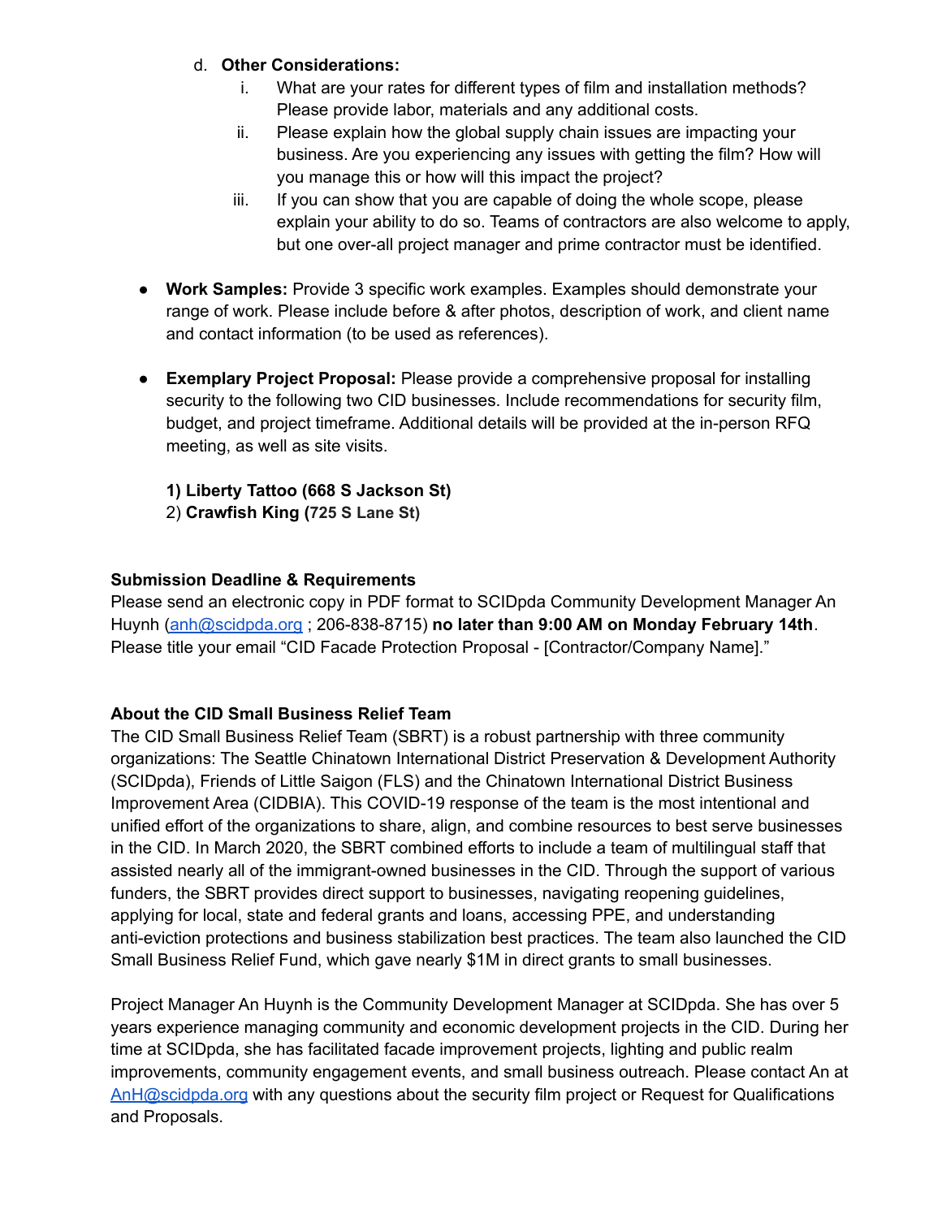d. **Other Considerations:**
   i. What are your rates for different types of film and installation methods? Please provide labor, materials and any additional costs.
   ii. Please explain how the global supply chain issues are impacting your business. Are you experiencing any issues with getting the film? How will you manage this or how will this impact the project?
   iii. If you can show that you are capable of doing the whole scope, please explain your ability to do so. Teams of contractors are also welcome to apply, but one over-all project manager and prime contractor must be identified.

- **Work Samples:** Provide 3 specific work examples. Examples should demonstrate your range of work. Please include before & after photos, description of work, and client name and contact information (to be used as references).

- **Exemplary Project Proposal:** Please provide a comprehensive proposal for installing security to the following two CID businesses. Include recommendations for security film, budget, and project timeframe. Additional details will be provided at the in-person RFQ meeting, as well as site visits.

  **1) Liberty Tattoo (668 S Jackson St)**
  2) **Crawfish King (725 S Lane St)**

**Submission Deadline & Requirements**

Please send an electronic copy in PDF format to SCIDpda Community Development Manager An Huynh (anh@scidpda.org ; 206-838-8715) **no later than 9:00 AM on Monday February 14th**. Please title your email "CID Facade Protection Proposal - [Contractor/Company Name]."

**About the CID Small Business Relief Team**

The CID Small Business Relief Team (SBRT) is a robust partnership with three community organizations: The Seattle Chinatown International District Preservation & Development Authority (SCIDpda), Friends of Little Saigon (FLS) and the Chinatown International District Business Improvement Area (CIDBIA). This COVID-19 response of the team is the most intentional and unified effort of the organizations to share, align, and combine resources to best serve businesses in the CID. In March 2020, the SBRT combined efforts to include a team of multilingual staff that assisted nearly all of the immigrant-owned businesses in the CID. Through the support of various funders, the SBRT provides direct support to businesses, navigating reopening guidelines, applying for local, state and federal grants and loans, accessing PPE, and understanding anti-eviction protections and business stabilization best practices. The team also launched the CID Small Business Relief Fund, which gave nearly $1M in direct grants to small businesses.

Project Manager An Huynh is the Community Development Manager at SCIDpda. She has over 5 years experience managing community and economic development projects in the CID. During her time at SCIDpda, she has facilitated facade improvement projects, lighting and public realm improvements, community engagement events, and small business outreach. Please contact An at AnH@scidpda.org with any questions about the security film project or Request for Qualifications and Proposals.